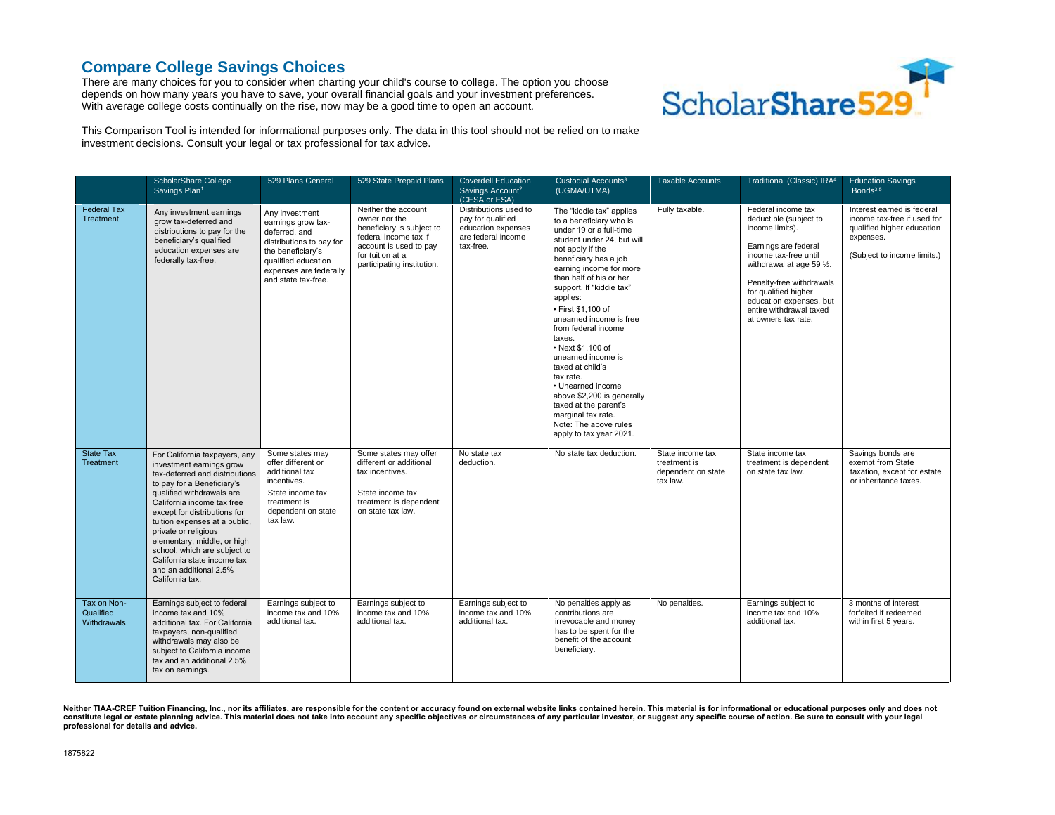# Compare College Savings Choices

There are many choices for you to consider when charting your child's course to college. The option you choose depends on how many years you have to save, your overall financial goals and your investment preferences. With average college costs continually on the rise, now may be a good time to open an account.

ScholarShare529

This Comparison Tool is intended for informational purposes only. The data in this tool should not be relied on to make investment decisions. Consult your legal or tax professional for tax advice.

| | ScholarShare College Savings Plan[1] | 529 Plans General | 529 State Prepaid Plans | Coverdell Education Savings Account[2] (CESA or ESA) | Custodial Accounts[3] (UGMA/UTMA) | Taxable Accounts | Traditional (Classic) IRA[4] | Education Savings Bonds[3,5] |
|---|---|---|---|---|---|---|---|---|
| Federal Tax Treatment | Any investment earnings grow tax-deferred and distributions to pay for the beneficiary's qualified education expenses are federally tax-free. | Any investment earnings grow tax-deferred, and distributions to pay for the beneficiary's qualified education expenses are federally and state tax-free. | Neither the account owner nor the beneficiary is subject to federal income tax if account is used to pay for tuition at a participating institution. | Distributions used to pay for qualified education expenses are federal income tax-free. | The "kiddie tax" applies to a beneficiary who is under 19 or a full-time student under 24, but will not apply if the beneficiary has a job earning income for more than half of his or her support. If "kiddie tax" applies: • First $1,100 of unearned income is free from federal income taxes. • Next $1,100 of unearned income is taxed at child's tax rate. • Unearned income above $2,200 is generally taxed at the parent's marginal tax rate. Note: The above rules apply to tax year 2021. | Fully taxable. | Federal income tax deductible (subject to income limits). Earnings are federal income tax-free until withdrawal at age 59 ½. Penalty-free withdrawals for qualified higher education expenses, but entire withdrawal taxed at owners tax rate. | Interest earned is federal income tax-free if used for qualified higher education expenses. (Subject to income limits.) |
| State Tax Treatment | For California taxpayers, any investment earnings grow tax-deferred and distributions to pay for a Beneficiary's qualified withdrawals are California income tax free except for distributions for tuition expenses at a public, private or religious elementary, middle, or high school, which are subject to California state income tax and an additional 2.5% California tax. | Some states may offer different or additional tax incentives. State income tax treatment is dependent on state tax law. | Some states may offer different or additional tax incentives. State income tax treatment is dependent on state tax law. | No state tax deduction. | No state tax deduction. | State income tax treatment is dependent on state tax law. | State income tax treatment is dependent on state tax law. | Savings bonds are exempt from State taxation, except for estate or inheritance taxes. |
| Tax on Non-Qualified Withdrawals | Earnings subject to federal income tax and 10% additional tax. For California taxpayers, non-qualified withdrawals may also be subject to California income tax and an additional 2.5% tax on earnings. | Earnings subject to income tax and 10% additional tax. | Earnings subject to income tax and 10% additional tax. | Earnings subject to income tax and 10% additional tax. | No penalties apply as contributions are irrevocable and money has to be spent for the benefit of the account beneficiary. | No penalties. | Earnings subject to income tax and 10% additional tax. | 3 months of interest forfeited if redeemed within first 5 years. |

**Neither TIAA-CREF Tuition Financing, Inc., nor its affiliates, are responsible for the content or accuracy found on external website links contained herein. This material is for informational or educational purposes only and does not constitute legal or estate planning advice. This material does not take into account any specific objectives or circumstances of any particular investor, or suggest any specific course of action. Be sure to consult with your legal professional for details and advice.**

1875822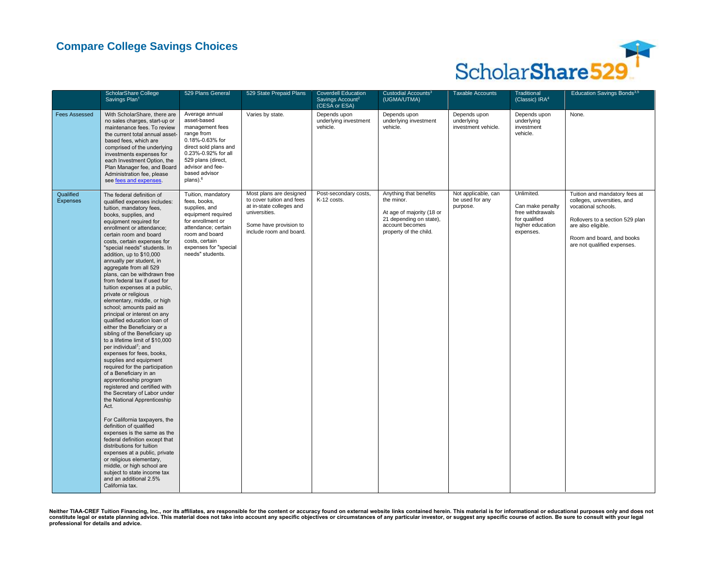## Compare College Savings Choices

| | ScholarShare College Savings Plan[1] | 529 Plans General | 529 State Prepaid Plans | Coverdell Education Savings Account[2] (CESA or ESA) | Custodial Accounts[3] (UGMA/UTMA) | Taxable Accounts | Traditional (Classic) IRA[4] | Education Savings Bonds[3,5] |
|---|---|---|---|---|---|---|---|---|
| Fees Assessed | With ScholarShare, there are no sales charges, start-up or maintenance fees. To review the current total annual asset-based fees, which are comprised of the underlying investments expenses for each Investment Option, the Plan Manager fee, and Board Administration fee, please see [fees and expenses](). | Average annual asset-based management fees range from 0.18%-0.63% for direct sold plans and 0.23%-0.92% for all 529 plans (direct, advisor and fee-based advisor plans).[6] | Varies by state. | Depends upon underlying investment vehicle. | Depends upon underlying investment vehicle. | Depends upon underlying investment vehicle. | Depends upon underlying investment vehicle. | None. |
| Qualified Expenses | The federal definition of qualified expenses includes: tuition, mandatory fees, books, supplies, and equipment required for enrollment or attendance; certain room and board costs, certain expenses for "special needs" students. In addition, up to $10,000 annually per student, in aggregate from all 529 plans, can be withdrawn free from federal tax if used for tuition expenses at a public, private or religious elementary, middle, or high school; amounts paid as principal or interest on any qualified education loan of either the Beneficiary or a sibling of the Beneficiary up to a lifetime limit of $10,000 per individual[7]; and expenses for fees, books, supplies and equipment required for the participation of a Beneficiary in an apprenticeship program registered and certified with the Secretary of Labor under the National Apprenticeship Act.<br><br>For California taxpayers, the definition of qualified expenses is the same as the federal definition except that distributions for tuition expenses at a public, private or religious elementary, middle, or high school are subject to state income tax and an additional 2.5% California tax. | Tuition, mandatory fees, books, supplies, and equipment required for enrollment or attendance; certain room and board costs, certain expenses for "special needs" students. | Most plans are designed to cover tuition and fees at in-state colleges and universities.<br><br>Some have provision to include room and board. | Post-secondary costs, K-12 costs. | Anything that benefits the minor.<br><br>At age of majority (18 or 21 depending on state), account becomes property of the child. | Not applicable, can be used for any purpose. | Unlimited.<br><br>Can make penalty free withdrawals for qualified higher education expenses. | Tuition and mandatory fees at colleges, universities, and vocational schools.<br><br>Rollovers to a section 529 plan are also eligible.<br><br>Room and board, and books are not qualified expenses. |

**Neither TIAA-CREF Tuition Financing, Inc., nor its affiliates, are responsible for the content or accuracy found on external website links contained herein. This material is for informational or educational purposes only and does not constitute legal or estate planning advice. This material does not take into account any specific objectives or circumstances of any particular investor, or suggest any specific course of action. Be sure to consult with your legal professional for details and advice.**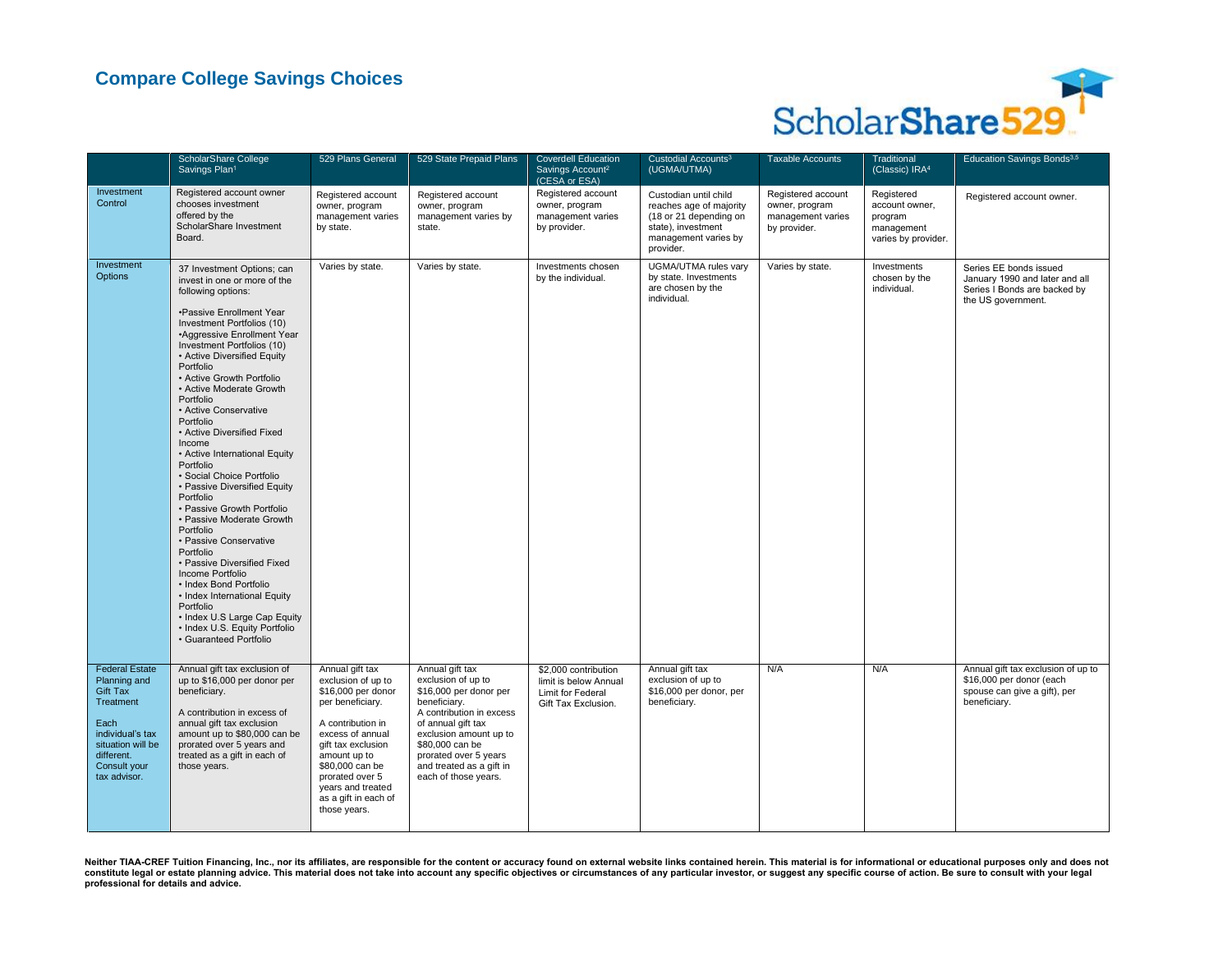## Compare College Savings Choices

| | ScholarShare College Savings Plan[1] | 529 Plans General | 529 State Prepaid Plans | Coverdell Education Savings Account[2] (CESA or ESA) | Custodial Accounts[3] (UGMA/UTMA) | Taxable Accounts | Traditional (Classic) IRA[4] | Education Savings Bonds[3,5] |
|---|---|---|---|---|---|---|---|---|
| Investment Control | Registered account owner chooses investment offered by the ScholarShare Investment Board. | Registered account owner, program management varies by state. | Registered account owner, program management varies by state. | Registered account owner, program management varies by provider. | Custodian until child reaches age of majority (18 or 21 depending on state), investment management varies by provider. | Registered account owner, program management varies by provider. | Registered account owner, program management varies by provider. | Registered account owner. |
| Investment Options | 37 Investment Options; can invest in one or more of the following options:<br><br>•Passive Enrollment Year Investment Portfolios (10)<br>•Aggressive Enrollment Year Investment Portfolios (10)<br>• Active Diversified Equity Portfolio<br>• Active Growth Portfolio<br>• Active Moderate Growth Portfolio<br>• Active Conservative Portfolio<br>• Active Diversified Fixed Income<br>• Active International Equity Portfolio<br>• Social Choice Portfolio<br>• Passive Diversified Equity Portfolio<br>• Passive Growth Portfolio<br>• Passive Moderate Growth Portfolio<br>• Passive Conservative Portfolio<br>• Passive Diversified Fixed Income Portfolio<br>• Index Bond Portfolio<br>• Index International Equity Portfolio<br>• Index U.S Large Cap Equity<br>• Index U.S. Equity Portfolio<br>• Guaranteed Portfolio | Varies by state. | Varies by state. | Investments chosen by the individual. | UGMA/UTMA rules vary by state. Investments are chosen by the individual. | Varies by state. | Investments chosen by the individual. | Series EE bonds issued January 1990 and later and all Series I Bonds are backed by the US government. |
| Federal Estate Planning and Gift Tax Treatment<br><br>Each individual's tax situation will be different. Consult your tax advisor. | Annual gift tax exclusion of up to $16,000 per donor per beneficiary.<br><br>A contribution in excess of annual gift tax exclusion amount up to $80,000 can be prorated over 5 years and treated as a gift in each of those years. | Annual gift tax exclusion of up to $16,000 per donor per beneficiary.<br><br>A contribution in excess of annual gift tax exclusion amount up to $80,000 can be prorated over 5 years and treated as a gift in each of those years. | Annual gift tax exclusion of up to $16,000 per donor per beneficiary.<br>A contribution in excess of annual gift tax exclusion amount up to $80,000 can be prorated over 5 years and treated as a gift in each of those years. | $2,000 contribution limit is below Annual Limit for Federal Gift Tax Exclusion. | Annual gift tax exclusion of up to $16,000 per donor, per beneficiary. | N/A | N/A | Annual gift tax exclusion of up to $16,000 per donor (each spouse can give a gift), per beneficiary. |

**Neither TIAA-CREF Tuition Financing, Inc., nor its affiliates, are responsible for the content or accuracy found on external website links contained herein. This material is for informational or educational purposes only and does not constitute legal or estate planning advice. This material does not take into account any specific objectives or circumstances of any particular investor, or suggest any specific course of action. Be sure to consult with your legal professional for details and advice.**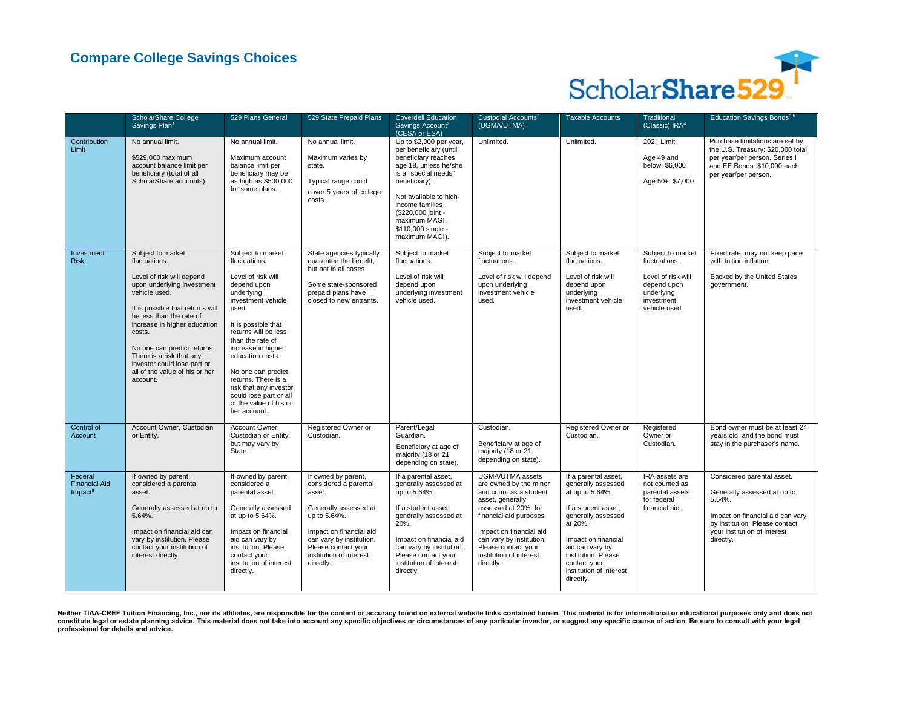# Compare College Savings Choices

| | ScholarShare College Savings Plan[1] | 529 Plans General | 529 State Prepaid Plans | Coverdell Education Savings Account[2] (CESA or ESA) | Custodial Accounts[3] (UGMA/UTMA) | Taxable Accounts | Traditional (Classic) IRA[4] | Education Savings Bonds[3,5] |
|---|---|---|---|---|---|---|---|---|
| Contribution Limit | No annual limit.<br><br>$529,000 maximum account balance limit per beneficiary (total of all ScholarShare accounts). | No annual limit.<br><br>Maximum account balance limit per beneficiary may be as high as $500,000 for some plans. | No annual limit.<br><br>Maximum varies by state.<br><br>Typical range could cover 5 years of college costs. | Up to $2,000 per year, per beneficiary (until beneficiary reaches age 18, unless he/she is a "special needs" beneficiary).<br><br>Not available to high-income families ($220,000 joint - maximum MAGI, $110,000 single - maximum MAGI). | Unlimited. | Unlimited. | 2021 Limit:<br><br>Age 49 and below: $6,000<br><br>Age 50+: $7,000 | Purchase limitations are set by the U.S. Treasury: $20,000 total per year/per person. Series I and EE Bonds: $10,000 each per year/per person. |
| Investment Risk | Subject to market fluctuations.<br><br>Level of risk will depend upon underlying investment vehicle used.<br><br>It is possible that returns will be less than the rate of increase in higher education costs.<br><br>No one can predict returns. There is a risk that any investor could lose part or all of the value of his or her account. | Subject to market fluctuations.<br><br>Level of risk will depend upon underlying investment vehicle used.<br><br>It is possible that returns will be less than the rate of increase in higher education costs.<br><br>No one can predict returns. There is a risk that any investor could lose part or all of the value of his or her account. | State agencies typically guarantee the benefit, but not in all cases.<br><br>Some state-sponsored prepaid plans have closed to new entrants. | Subject to market fluctuations.<br><br>Level of risk will depend upon underlying investment vehicle used. | Subject to market fluctuations.<br><br>Level of risk will depend upon underlying investment vehicle used. | Subject to market fluctuations.<br><br>Level of risk will depend upon underlying investment vehicle used. | Subject to market fluctuations.<br><br>Level of risk will depend upon underlying investment vehicle used. | Fixed rate, may not keep pace with tuition inflation.<br><br>Backed by the United States government. |
| Control of Account | Account Owner, Custodian or Entity. | Account Owner, Custodian or Entity, but may vary by State. | Registered Owner or Custodian. | Parent/Legal Guardian.<br><br>Beneficiary at age of majority (18 or 21 depending on state). | Custodian.<br><br>Beneficiary at age of majority (18 or 21 depending on state). | Registered Owner or Custodian. | Registered Owner or Custodian. | Bond owner must be at least 24 years old, and the bond must stay in the purchaser's name. |
| Federal Financial Aid Impact[8] | If owned by parent, considered a parental asset.<br><br>Generally assessed at up to 5.64%.<br><br>Impact on financial aid can vary by institution. Please contact your institution of interest directly. | If owned by parent, considered a parental asset.<br><br>Generally assessed at up to 5.64%.<br><br>Impact on financial aid can vary by institution. Please contact your institution of interest directly. | If owned by parent, considered a parental asset.<br><br>Generally assessed at up to 5.64%.<br><br>Impact on financial aid can vary by institution. Please contact your institution of interest directly. | If a parental asset, generally assessed at up to 5.64%.<br><br>If a student asset, generally assessed at 20%.<br><br>Impact on financial aid can vary by institution. Please contact your institution of interest directly. | UGMA/UTMA assets are owned by the minor and count as a student asset, generally assessed at 20%, for financial aid purposes.<br><br>Impact on financial aid can vary by institution. Please contact your institution of interest directly. | If a parental asset, generally assessed at up to 5.64%.<br><br>If a student asset, generally assessed at 20%.<br><br>Impact on financial aid can vary by institution. Please contact your institution of interest directly. | IRA assets are not counted as parental assets for federal financial aid. | Considered parental asset.<br><br>Generally assessed at up to 5.64%.<br><br>Impact on financial aid can vary by institution. Please contact your institution of interest directly. |

**Neither TIAA-CREF Tuition Financing, Inc., nor its affiliates, are responsible for the content or accuracy found on external website links contained herein. This material is for informational or educational purposes only and does not constitute legal or estate planning advice. This material does not take into account any specific objectives or circumstances of any particular investor, or suggest any specific course of action. Be sure to consult with your legal professional for details and advice.**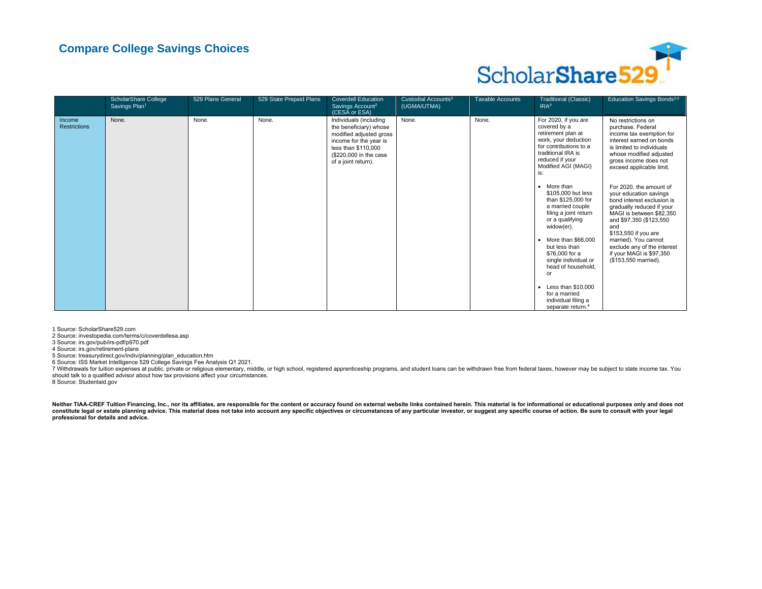## Compare College Savings Choices

| | ScholarShare College Savings Plan[1] | 529 Plans General | 529 State Prepaid Plans | Coverdell Education Savings Account[2] (CESA or ESA) | Custodial Accounts[3] (UGMA/UTMA) | Taxable Accounts | Traditional (Classic) IRA[4] | Education Savings Bonds[3,5] |
|---|---|---|---|---|---|---|---|---|
| Income Restrictions | None. | None. | None. | Individuals (including the beneficiary) whose modified adjusted gross income for the year is less than $110,000 ($220,000 in the case of a joint return). | None. | None. | For 2020, if you are covered by a retirement plan at work, your deduction for contributions to a traditional IRA is reduced if your Modified AGI (MAGI) is: • More than $105,000 but less than $125,000 for a married couple filing a joint return or a qualifying widow(er). • More than $66,000 but less than $76,000 for a single individual or head of household, or • Less than $10,000 for a married individual filing a separate return.[4] | No restrictions on purchase. Federal income tax exemption for interest earned on bonds is limited to individuals whose modified adjusted gross income does not exceed applicable limit. For 2020, the amount of your education savings bond interest exclusion is gradually reduced if your MAGI is between $82,350 and $97,350 ($123,550 and $153,550 if you are married). You cannot exclude any of the interest if your MAGI is $97,350 ($153,550 married). |

1 Source: ScholarShare529.com
2 Source: investopedia.com/terms/c/coverdellesa.asp
3 Source: irs.gov/pub/irs-pdf/p970.pdf
4 Source: irs.gov/retirement-plans
5 Source: treasurydirect.gov/indiv/planning/plan_education.htm
6 Source: ISS Market Intelligence 529 College Savings Fee Analysis Q1 2021.
7 Withdrawals for tuition expenses at public, private or religious elementary, middle, or high school, registered apprenticeship programs, and student loans can be withdrawn free from federal taxes, however may be subject to state income tax. You should talk to a qualified advisor about how tax provisions affect your circumstances.
8 Source: Studentaid.gov

**Neither TIAA-CREF Tuition Financing, Inc., nor its affiliates, are responsible for the content or accuracy found on external website links contained herein. This material is for informational or educational purposes only and does not constitute legal or estate planning advice. This material does not take into account any specific objectives or circumstances of any particular investor, or suggest any specific course of action. Be sure to consult with your legal professional for details and advice.**